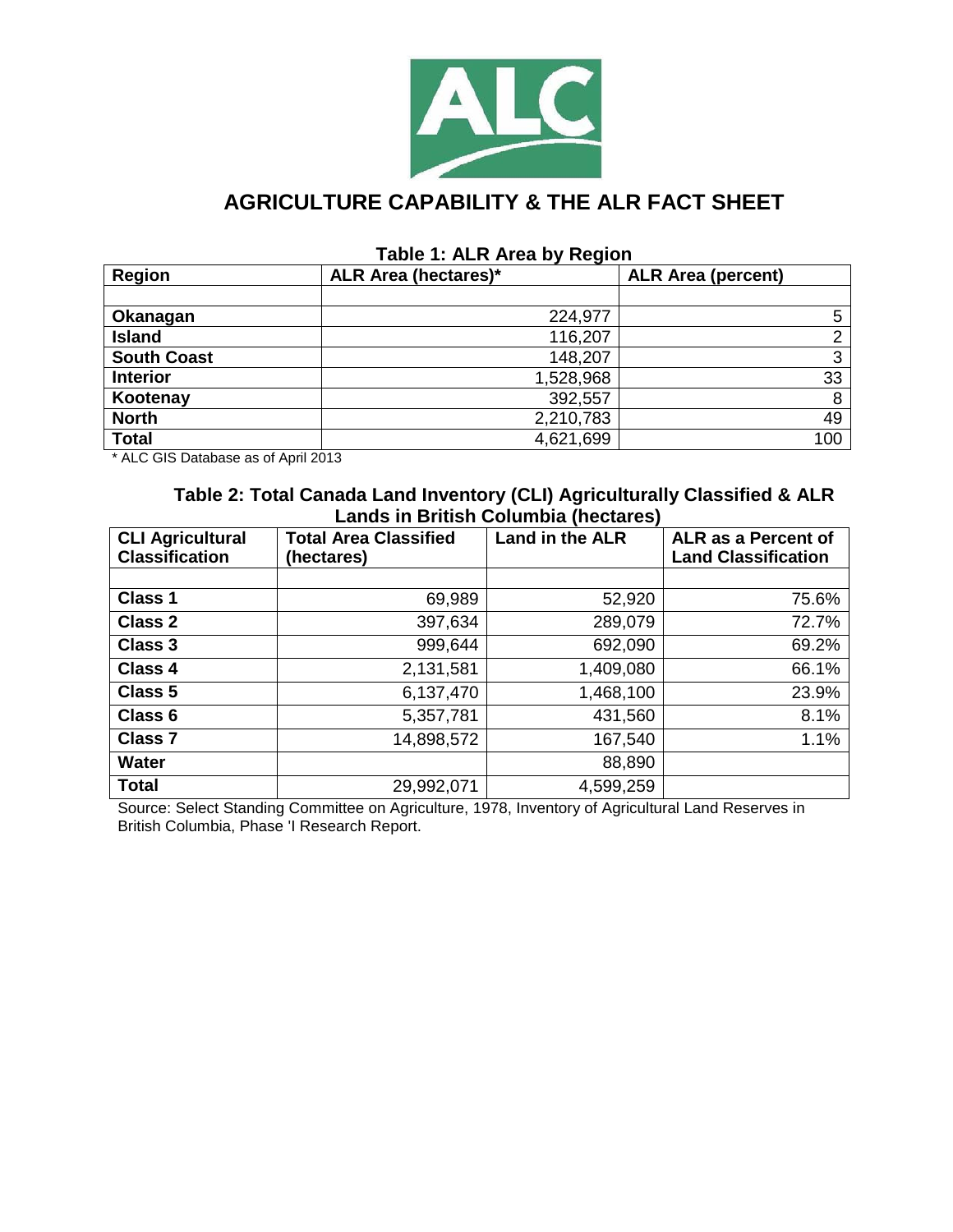# AGRICULTURE CAPABILITY & THE ALR FACT SHEET

**Table 1: ALR Area by Region**

| Region | ALR Area (hectares)* | ALR Area (percent) |
|---|---|---|
| | | |
| **Okanagan** | 224,977 | 5 |
| **Island** | 116,207 | 2 |
| **South Coast** | 148,207 | 3 |
| **Interior** | 1,528,968 | 33 |
| **Kootenay** | 392,557 | 8 |
| **North** | 2,210,783 | 49 |
| **Total** | 4,621,699 | 100 |

* ALC GIS Database as of April 2013

**Table 2: Total Canada Land Inventory (CLI) Agriculturally Classified & ALR Lands in British Columbia (hectares)**

| CLI Agricultural Classification | Total Area Classified (hectares) | Land in the ALR | ALR as a Percent of Land Classification |
|---|---|---|---|
| | | | |
| **Class 1** | 69,989 | 52,920 | 75.6% |
| **Class 2** | 397,634 | 289,079 | 72.7% |
| **Class 3** | 999,644 | 692,090 | 69.2% |
| **Class 4** | 2,131,581 | 1,409,080 | 66.1% |
| **Class 5** | 6,137,470 | 1,468,100 | 23.9% |
| **Class 6** | 5,357,781 | 431,560 | 8.1% |
| **Class 7** | 14,898,572 | 167,540 | 1.1% |
| **Water** | | 88,890 | |
| **Total** | 29,992,071 | 4,599,259 | |

Source: Select Standing Committee on Agriculture, 1978, Inventory of Agricultural Land Reserves in British Columbia, Phase 'I Research Report.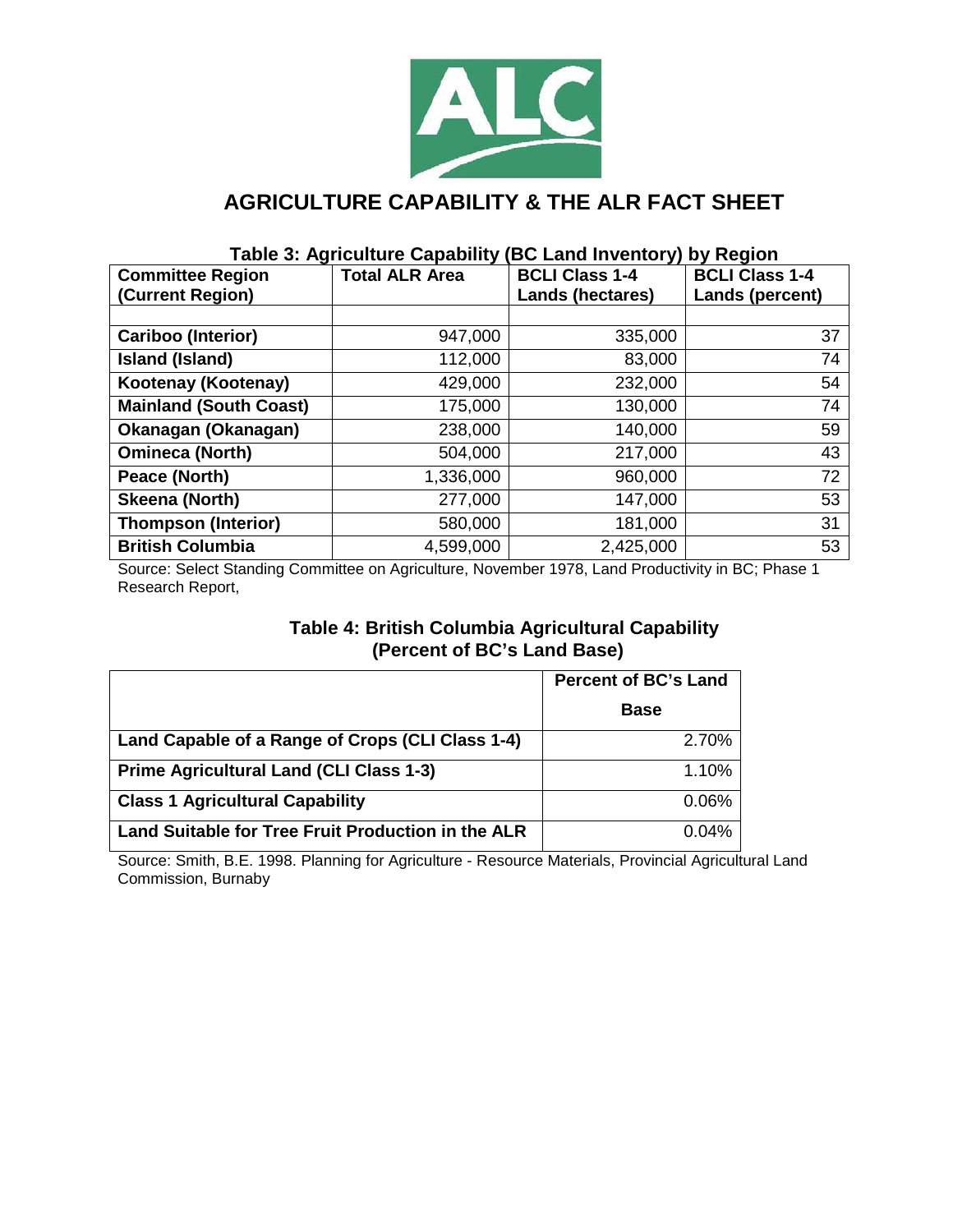# AGRICULTURE CAPABILITY & THE ALR FACT SHEET

**Table 3: Agriculture Capability (BC Land Inventory) by Region**

| Committee Region (Current Region) | Total ALR Area | BCLI Class 1-4 Lands (hectares) | BCLI Class 1-4 Lands (percent) |
|---|---|---|---|
| | | | |
| **Cariboo (Interior)** | 947,000 | 335,000 | 37 |
| **Island (Island)** | 112,000 | 83,000 | 74 |
| **Kootenay (Kootenay)** | 429,000 | 232,000 | 54 |
| **Mainland (South Coast)** | 175,000 | 130,000 | 74 |
| **Okanagan (Okanagan)** | 238,000 | 140,000 | 59 |
| **Omineca (North)** | 504,000 | 217,000 | 43 |
| **Peace (North)** | 1,336,000 | 960,000 | 72 |
| **Skeena (North)** | 277,000 | 147,000 | 53 |
| **Thompson (Interior)** | 580,000 | 181,000 | 31 |
| **British Columbia** | 4,599,000 | 2,425,000 | 53 |

Source: Select Standing Committee on Agriculture, November 1978, Land Productivity in BC; Phase 1 Research Report,

**Table 4: British Columbia Agricultural Capability (Percent of BC's Land Base)**

| | Percent of BC's Land Base |
|---|---|
| **Land Capable of a Range of Crops (CLI Class 1-4)** | 2.70% |
| **Prime Agricultural Land (CLI Class 1-3)** | 1.10% |
| **Class 1 Agricultural Capability** | 0.06% |
| **Land Suitable for Tree Fruit Production in the ALR** | 0.04% |

Source: Smith, B.E. 1998. Planning for Agriculture - Resource Materials, Provincial Agricultural Land Commission, Burnaby